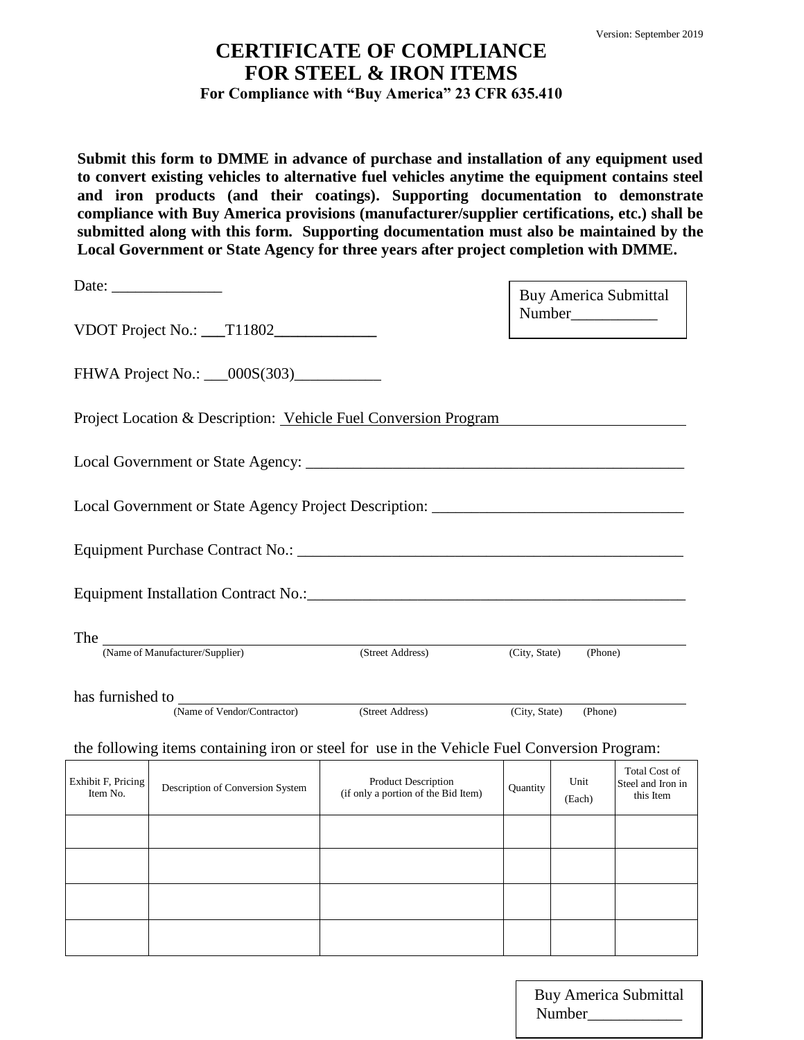Version: September 2019

# CERTIFICATE OF COMPLIANCE
# FOR STEEL & IRON ITEMS
### For Compliance with "Buy America" 23 CFR 635.410

**Submit this form to DMME in advance of purchase and installation of any equipment used to convert existing vehicles to alternative fuel vehicles anytime the equipment contains steel and iron products (and their coatings). Supporting documentation to demonstrate compliance with Buy America provisions (manufacturer/supplier certifications, etc.) shall be submitted along with this form. Supporting documentation must also be maintained by the Local Government or State Agency for three years after project completion with DMME.**

Date: ______________

Buy America Submittal Number___________

VDOT Project No.: ___T11802_____________

FHWA Project No.: ___000S(303)___________

Project Location & Description: Vehicle Fuel Conversion Program

Local Government or State Agency: ________________________________________________

Local Government or State Agency Project Description: ________________________________

Equipment Purchase Contract No.: ________________________________________________

Equipment Installation Contract No.:_______________________________________________

The ______________________________________________________________________
(Name of Manufacturer/Supplier) (Street Address) (City, State) (Phone)

has furnished to ____________________________________________________________
(Name of Vendor/Contractor) (Street Address) (City, State) (Phone)

the following items containing iron or steel for use in the Vehicle Fuel Conversion Program:

| Exhibit F, Pricing Item No. | Description of Conversion System | Product Description (if only a portion of the Bid Item) | Quantity | Unit (Each) | Total Cost of Steel and Iron in this Item |
|---|---|---|---|---|---|
| | | | | | |
| | | | | | |
| | | | | | |
| | | | | | |

Buy America Submittal Number____________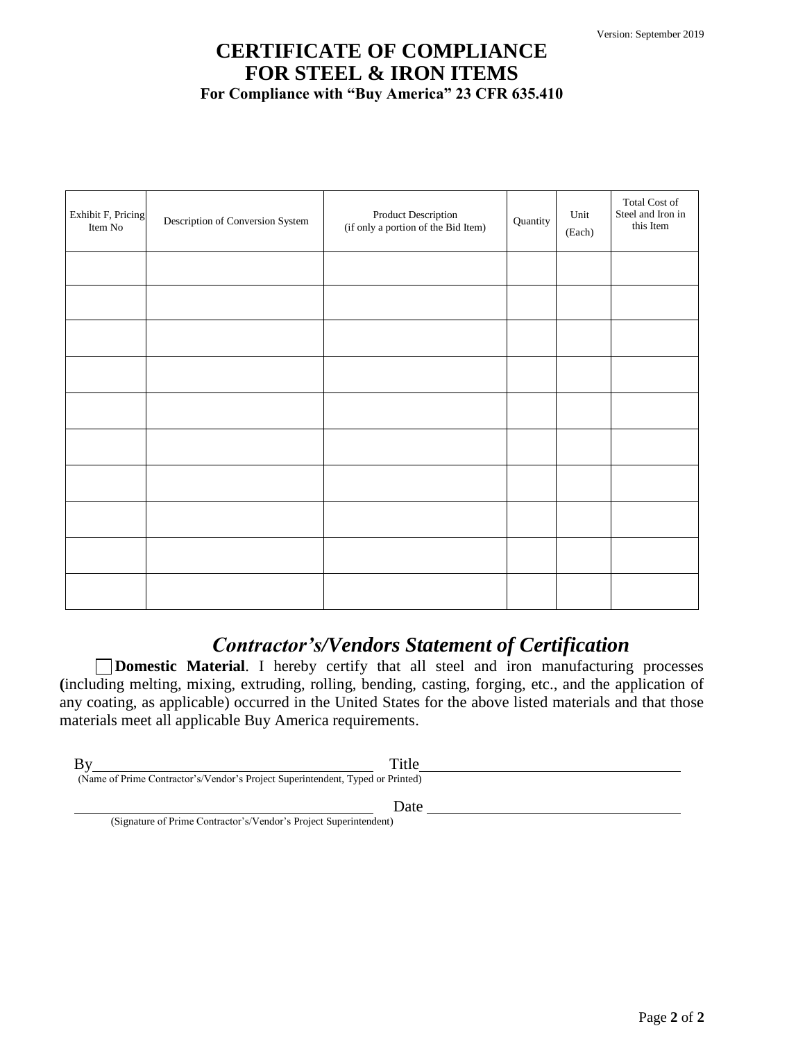Version: September 2019

# CERTIFICATE OF COMPLIANCE
# FOR STEEL & IRON ITEMS
### For Compliance with "Buy America" 23 CFR 635.410

| Exhibit F, Pricing Item No | Description of Conversion System | Product Description (if only a portion of the Bid Item) | Quantity | Unit (Each) | Total Cost of Steel and Iron in this Item |
|---|---|---|---|---|---|
| | | | | | |
| | | | | | |
| | | | | | |
| | | | | | |
| | | | | | |
| | | | | | |
| | | | | | |
| | | | | | |
| | | | | | |
| | | | | | |

## *Contractor's/Vendors Statement of Certification*

☐ **Domestic Material**. I hereby certify that all steel and iron manufacturing processes **(**including melting, mixing, extruding, rolling, bending, casting, forging, etc., and the application of any coating, as applicable) occurred in the United States for the above listed materials and that those materials meet all applicable Buy America requirements.

By\_\_\_\_\_\_\_\_\_\_\_\_\_\_\_\_\_\_\_\_\_\_\_\_\_\_\_\_\_\_\_\_\_\_ Title\_\_\_\_\_\_\_\_\_\_\_\_\_\_\_\_\_\_\_\_\_\_\_\_\_\_\_\_\_\_\_\_\_\_
(Name of Prime Contractor's/Vendor's Project Superintendent, Typed or Printed)

\_\_\_\_\_\_\_\_\_\_\_\_\_\_\_\_\_\_\_\_\_\_\_\_\_\_\_\_\_\_\_\_\_\_\_\_ Date \_\_\_\_\_\_\_\_\_\_\_\_\_\_\_\_\_\_\_\_\_\_\_\_\_\_\_\_\_\_\_\_\_\_
(Signature of Prime Contractor's/Vendor's Project Superintendent)